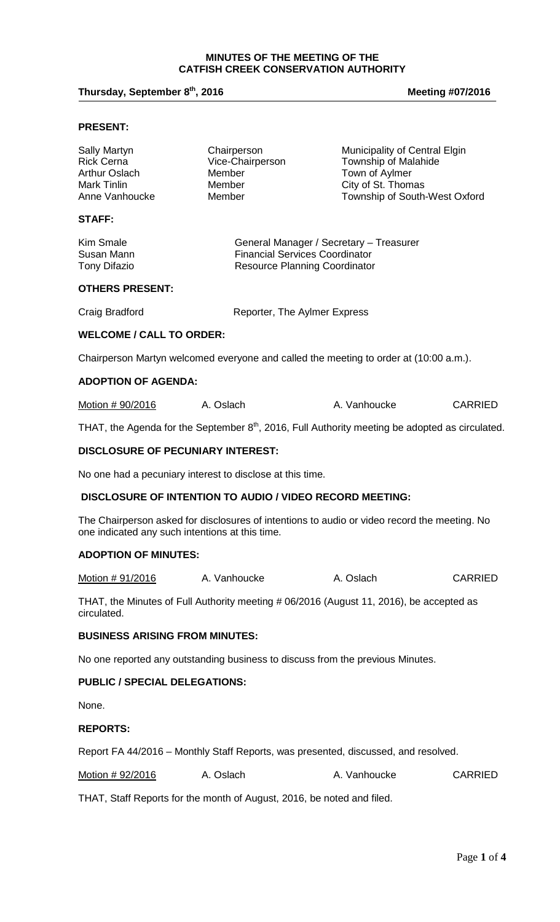**MINUTES OF THE MEETING OF THE CATFISH CREEK CONSERVATION AUTHORITY**

**Thursday, September 8th, 2016** **Meeting #07/2016**

**PRESENT:**

| | | |
|---|---|---|
| Sally Martyn | Chairperson | Municipality of Central Elgin |
| Rick Cerna | Vice-Chairperson | Township of Malahide |
| Arthur Oslach | Member | Town of Aylmer |
| Mark Tinlin | Member | City of St. Thomas |
| Anne Vanhoucke | Member | Township of South-West Oxford |

**STAFF:**

| | |
|---|---|
| Kim Smale | General Manager / Secretary – Treasurer |
| Susan Mann | Financial Services Coordinator |
| Tony Difazio | Resource Planning Coordinator |

**OTHERS PRESENT:**

| | |
|---|---|
| Craig Bradford | Reporter, The Aylmer Express |

**WELCOME / CALL TO ORDER:**

Chairperson Martyn welcomed everyone and called the meeting to order at (10:00 a.m.).

**ADOPTION OF AGENDA:**

| | | | |
|---|---|---|---|
| Motion # 90/2016 | A. Oslach | A. Vanhoucke | CARRIED |

THAT, the Agenda for the September 8th, 2016, Full Authority meeting be adopted as circulated.

**DISCLOSURE OF PECUNIARY INTEREST:**

No one had a pecuniary interest to disclose at this time.

**DISCLOSURE OF INTENTION TO AUDIO / VIDEO RECORD MEETING:**

The Chairperson asked for disclosures of intentions to audio or video record the meeting. No one indicated any such intentions at this time.

**ADOPTION OF MINUTES:**

| | | | |
|---|---|---|---|
| Motion # 91/2016 | A. Vanhoucke | A. Oslach | CARRIED |

THAT, the Minutes of Full Authority meeting # 06/2016 (August 11, 2016), be accepted as circulated.

**BUSINESS ARISING FROM MINUTES:**

No one reported any outstanding business to discuss from the previous Minutes.

**PUBLIC / SPECIAL DELEGATIONS:**

None.

**REPORTS:**

Report FA 44/2016 – Monthly Staff Reports, was presented, discussed, and resolved.

| | | | |
|---|---|---|---|
| Motion # 92/2016 | A. Oslach | A. Vanhoucke | CARRIED |

THAT, Staff Reports for the month of August, 2016, be noted and filed.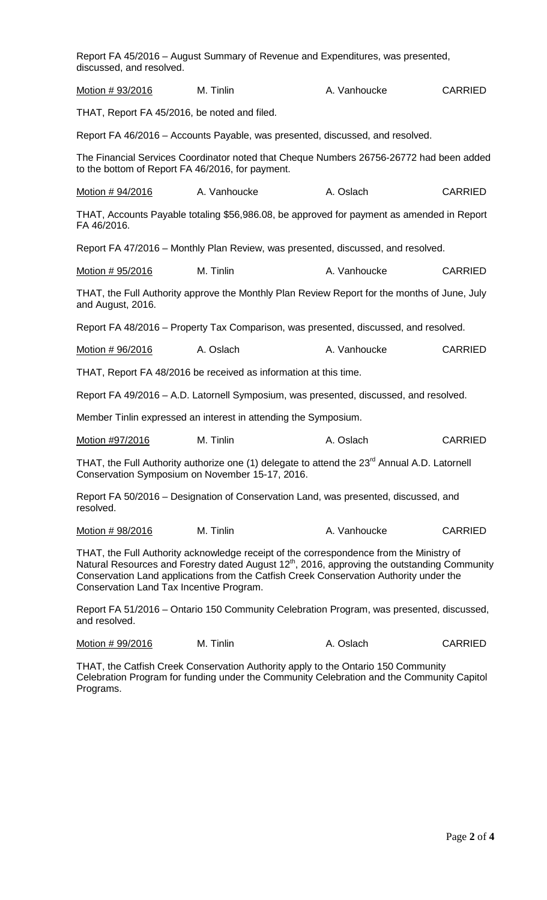Report FA 45/2016 – August Summary of Revenue and Expenditures, was presented, discussed, and resolved.

| <u>Motion # 93/2016</u> | M. Tinlin | A. Vanhoucke | CARRIED |
|---|---|---|---|

THAT, Report FA 45/2016, be noted and filed.

Report FA 46/2016 – Accounts Payable, was presented, discussed, and resolved.

The Financial Services Coordinator noted that Cheque Numbers 26756-26772 had been added to the bottom of Report FA 46/2016, for payment.

| <u>Motion # 94/2016</u> | A. Vanhoucke | A. Oslach | CARRIED |
|---|---|---|---|

THAT, Accounts Payable totaling $56,986.08, be approved for payment as amended in Report FA 46/2016.

Report FA 47/2016 – Monthly Plan Review, was presented, discussed, and resolved.

| <u>Motion # 95/2016</u> | M. Tinlin | A. Vanhoucke | CARRIED |
|---|---|---|---|

THAT, the Full Authority approve the Monthly Plan Review Report for the months of June, July and August, 2016.

Report FA 48/2016 – Property Tax Comparison, was presented, discussed, and resolved.

| <u>Motion # 96/2016</u> | A. Oslach | A. Vanhoucke | CARRIED |
|---|---|---|---|

THAT, Report FA 48/2016 be received as information at this time.

Report FA 49/2016 – A.D. Latornell Symposium, was presented, discussed, and resolved.

Member Tinlin expressed an interest in attending the Symposium.

| <u>Motion #97/2016</u> | M. Tinlin | A. Oslach | CARRIED |
|---|---|---|---|

THAT, the Full Authority authorize one (1) delegate to attend the 23rd Annual A.D. Latornell Conservation Symposium on November 15-17, 2016.

Report FA 50/2016 – Designation of Conservation Land, was presented, discussed, and resolved.

| <u>Motion # 98/2016</u> | M. Tinlin | A. Vanhoucke | CARRIED |
|---|---|---|---|

THAT, the Full Authority acknowledge receipt of the correspondence from the Ministry of Natural Resources and Forestry dated August 12th, 2016, approving the outstanding Community Conservation Land applications from the Catfish Creek Conservation Authority under the Conservation Land Tax Incentive Program.

Report FA 51/2016 – Ontario 150 Community Celebration Program, was presented, discussed, and resolved.

| <u>Motion # 99/2016</u> | M. Tinlin | A. Oslach | CARRIED |
|---|---|---|---|

THAT, the Catfish Creek Conservation Authority apply to the Ontario 150 Community Celebration Program for funding under the Community Celebration and the Community Capitol Programs.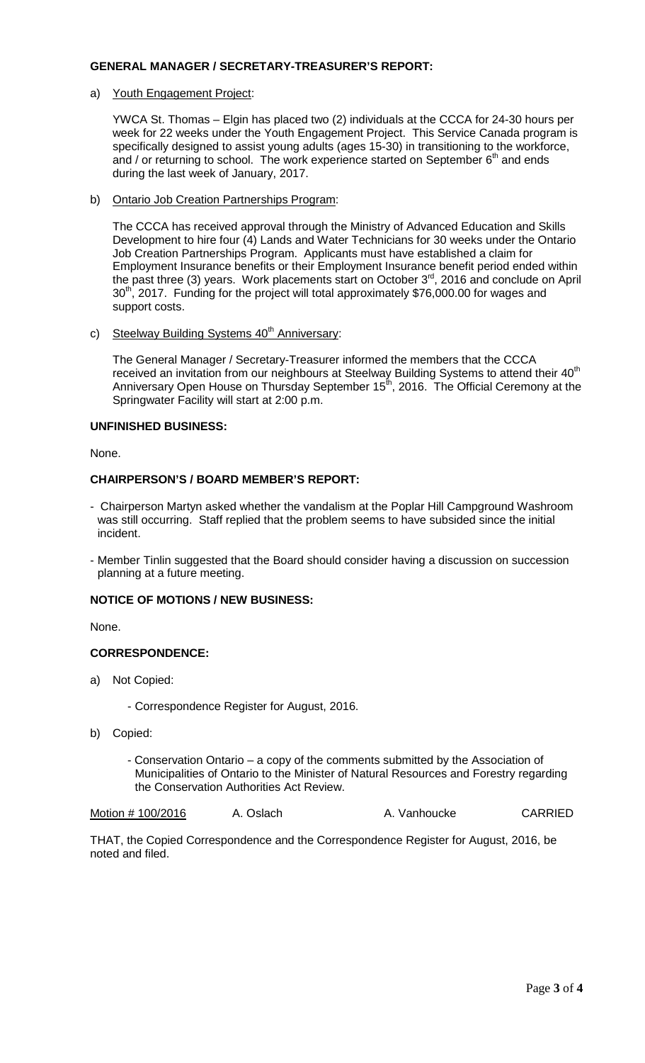**GENERAL MANAGER / SECRETARY-TREASURER'S REPORT:**

a) Youth Engagement Project:

YWCA St. Thomas – Elgin has placed two (2) individuals at the CCCA for 24-30 hours per week for 22 weeks under the Youth Engagement Project. This Service Canada program is specifically designed to assist young adults (ages 15-30) in transitioning to the workforce, and / or returning to school. The work experience started on September 6th and ends during the last week of January, 2017.

b) Ontario Job Creation Partnerships Program:

The CCCA has received approval through the Ministry of Advanced Education and Skills Development to hire four (4) Lands and Water Technicians for 30 weeks under the Ontario Job Creation Partnerships Program. Applicants must have established a claim for Employment Insurance benefits or their Employment Insurance benefit period ended within the past three (3) years. Work placements start on October 3rd, 2016 and conclude on April 30th, 2017. Funding for the project will total approximately $76,000.00 for wages and support costs.

c) Steelway Building Systems 40th Anniversary:

The General Manager / Secretary-Treasurer informed the members that the CCCA received an invitation from our neighbours at Steelway Building Systems to attend their 40th Anniversary Open House on Thursday September 15th, 2016. The Official Ceremony at the Springwater Facility will start at 2:00 p.m.

**UNFINISHED BUSINESS:**

None.

**CHAIRPERSON'S / BOARD MEMBER'S REPORT:**

- Chairperson Martyn asked whether the vandalism at the Poplar Hill Campground Washroom was still occurring. Staff replied that the problem seems to have subsided since the initial incident.
- Member Tinlin suggested that the Board should consider having a discussion on succession planning at a future meeting.

**NOTICE OF MOTIONS / NEW BUSINESS:**

None.

**CORRESPONDENCE:**

a) Not Copied:

- Correspondence Register for August, 2016.

b) Copied:

- Conservation Ontario – a copy of the comments submitted by the Association of Municipalities of Ontario to the Minister of Natural Resources and Forestry regarding the Conservation Authorities Act Review.

| Motion # 100/2016 | A. Oslach | A. Vanhoucke | CARRIED |
|---|---|---|---|

THAT, the Copied Correspondence and the Correspondence Register for August, 2016, be noted and filed.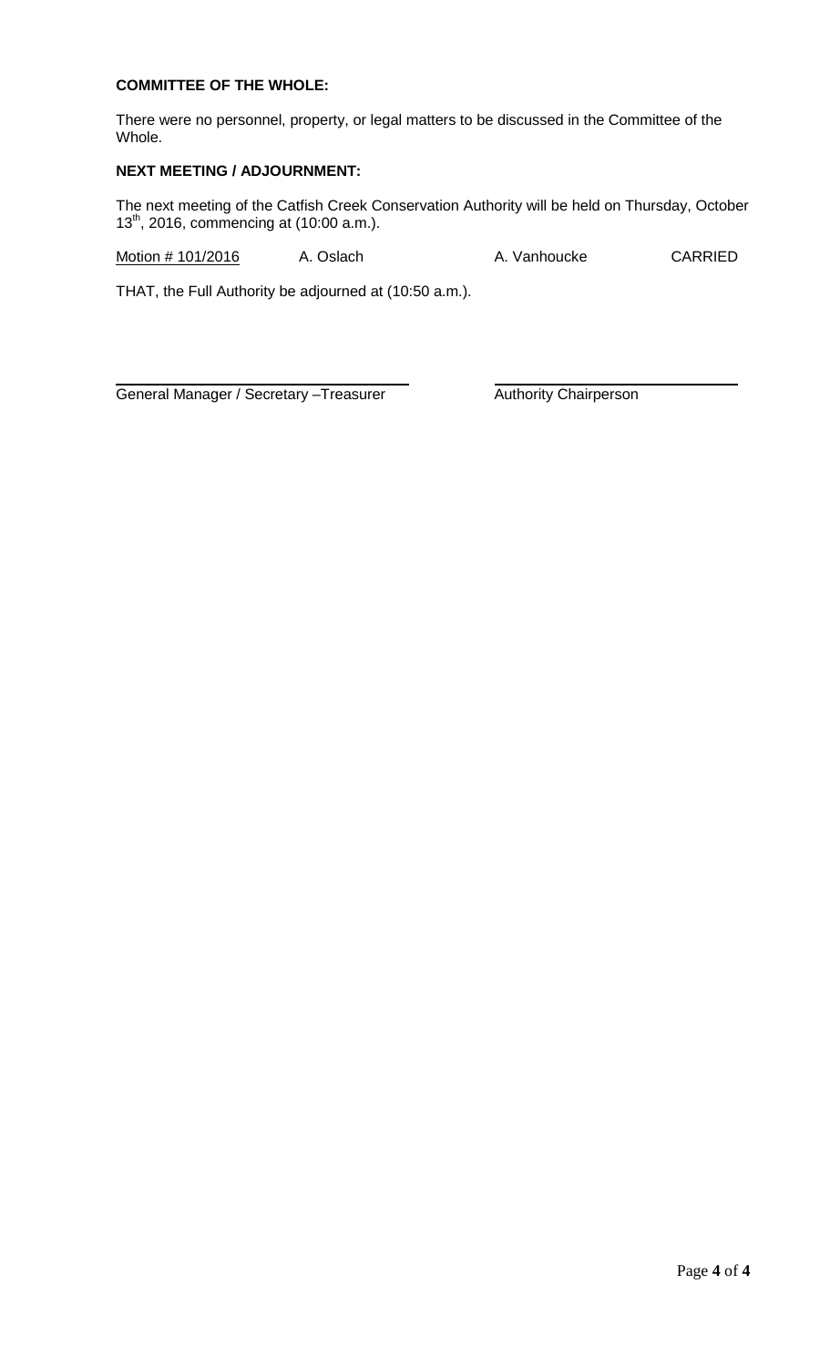**COMMITTEE OF THE WHOLE:**

There were no personnel, property, or legal matters to be discussed in the Committee of the Whole.

**NEXT MEETING / ADJOURNMENT:**

The next meeting of the Catfish Creek Conservation Authority will be held on Thursday, October 13th, 2016, commencing at (10:00 a.m.).

Motion # 101/2016 A. Oslach A. Vanhoucke CARRIED

THAT, the Full Authority be adjourned at (10:50 a.m.).

General Manager / Secretary –Treasurer

Authority Chairperson